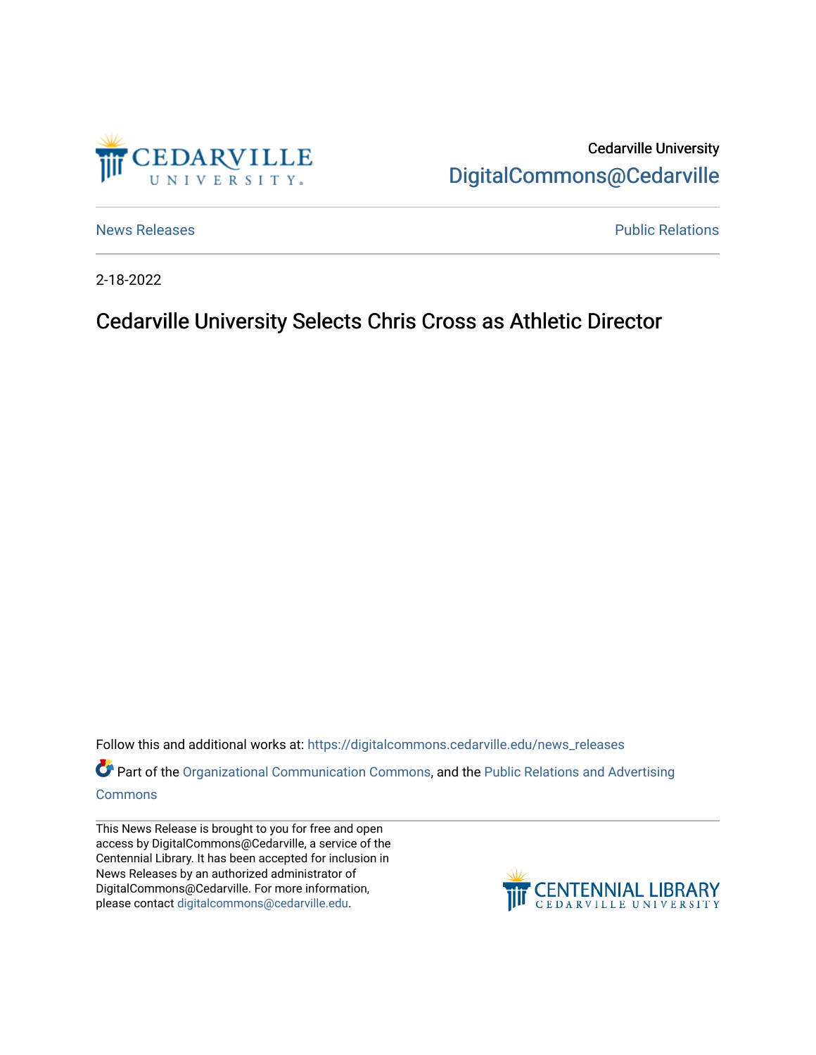Cedarville University

DigitalCommons@Cedarville

News Releases

Public Relations

2-18-2022

# Cedarville University Selects Chris Cross as Athletic Director

Follow this and additional works at: https://digitalcommons.cedarville.edu/news_releases

Part of the Organizational Communication Commons, and the Public Relations and Advertising Commons

This News Release is brought to you for free and open access by DigitalCommons@Cedarville, a service of the Centennial Library. It has been accepted for inclusion in News Releases by an authorized administrator of DigitalCommons@Cedarville. For more information, please contact digitalcommons@cedarville.edu.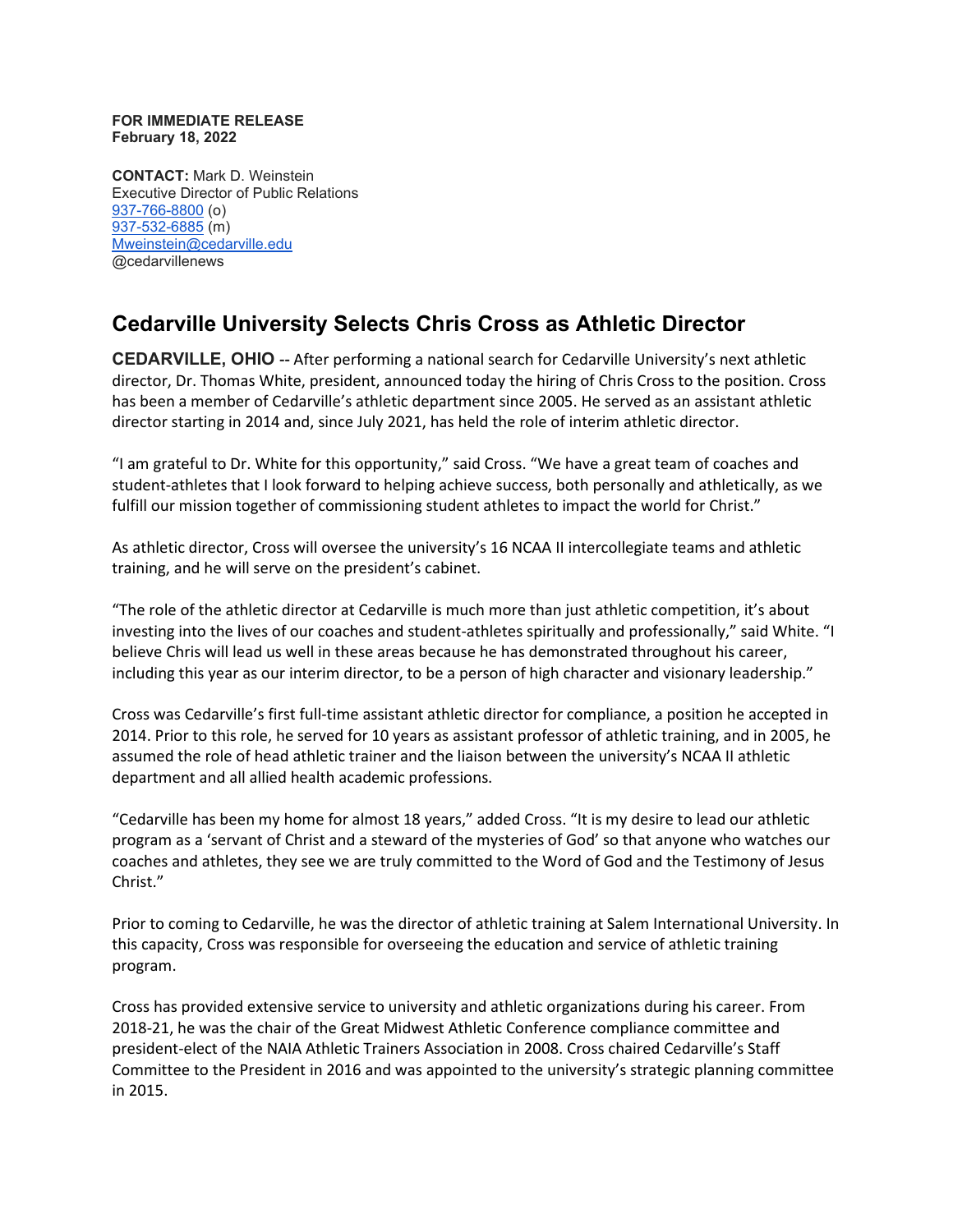**FOR IMMEDIATE RELEASE**
**February 18, 2022**

**CONTACT:** Mark D. Weinstein
Executive Director of Public Relations
937-766-8800 (o)
937-532-6885 (m)
Mweinstein@cedarville.edu
@cedarvillenews

## Cedarville University Selects Chris Cross as Athletic Director

**CEDARVILLE, OHIO** -- After performing a national search for Cedarville University's next athletic director, Dr. Thomas White, president, announced today the hiring of Chris Cross to the position. Cross has been a member of Cedarville's athletic department since 2005. He served as an assistant athletic director starting in 2014 and, since July 2021, has held the role of interim athletic director.

"I am grateful to Dr. White for this opportunity," said Cross. "We have a great team of coaches and student-athletes that I look forward to helping achieve success, both personally and athletically, as we fulfill our mission together of commissioning student athletes to impact the world for Christ."

As athletic director, Cross will oversee the university's 16 NCAA II intercollegiate teams and athletic training, and he will serve on the president's cabinet.

"The role of the athletic director at Cedarville is much more than just athletic competition, it's about investing into the lives of our coaches and student-athletes spiritually and professionally," said White. "I believe Chris will lead us well in these areas because he has demonstrated throughout his career, including this year as our interim director, to be a person of high character and visionary leadership."

Cross was Cedarville's first full-time assistant athletic director for compliance, a position he accepted in 2014. Prior to this role, he served for 10 years as assistant professor of athletic training, and in 2005, he assumed the role of head athletic trainer and the liaison between the university's NCAA II athletic department and all allied health academic professions.

"Cedarville has been my home for almost 18 years," added Cross. "It is my desire to lead our athletic program as a 'servant of Christ and a steward of the mysteries of God' so that anyone who watches our coaches and athletes, they see we are truly committed to the Word of God and the Testimony of Jesus Christ."

Prior to coming to Cedarville, he was the director of athletic training at Salem International University. In this capacity, Cross was responsible for overseeing the education and service of athletic training program.

Cross has provided extensive service to university and athletic organizations during his career. From 2018-21, he was the chair of the Great Midwest Athletic Conference compliance committee and president-elect of the NAIA Athletic Trainers Association in 2008. Cross chaired Cedarville's Staff Committee to the President in 2016 and was appointed to the university's strategic planning committee in 2015.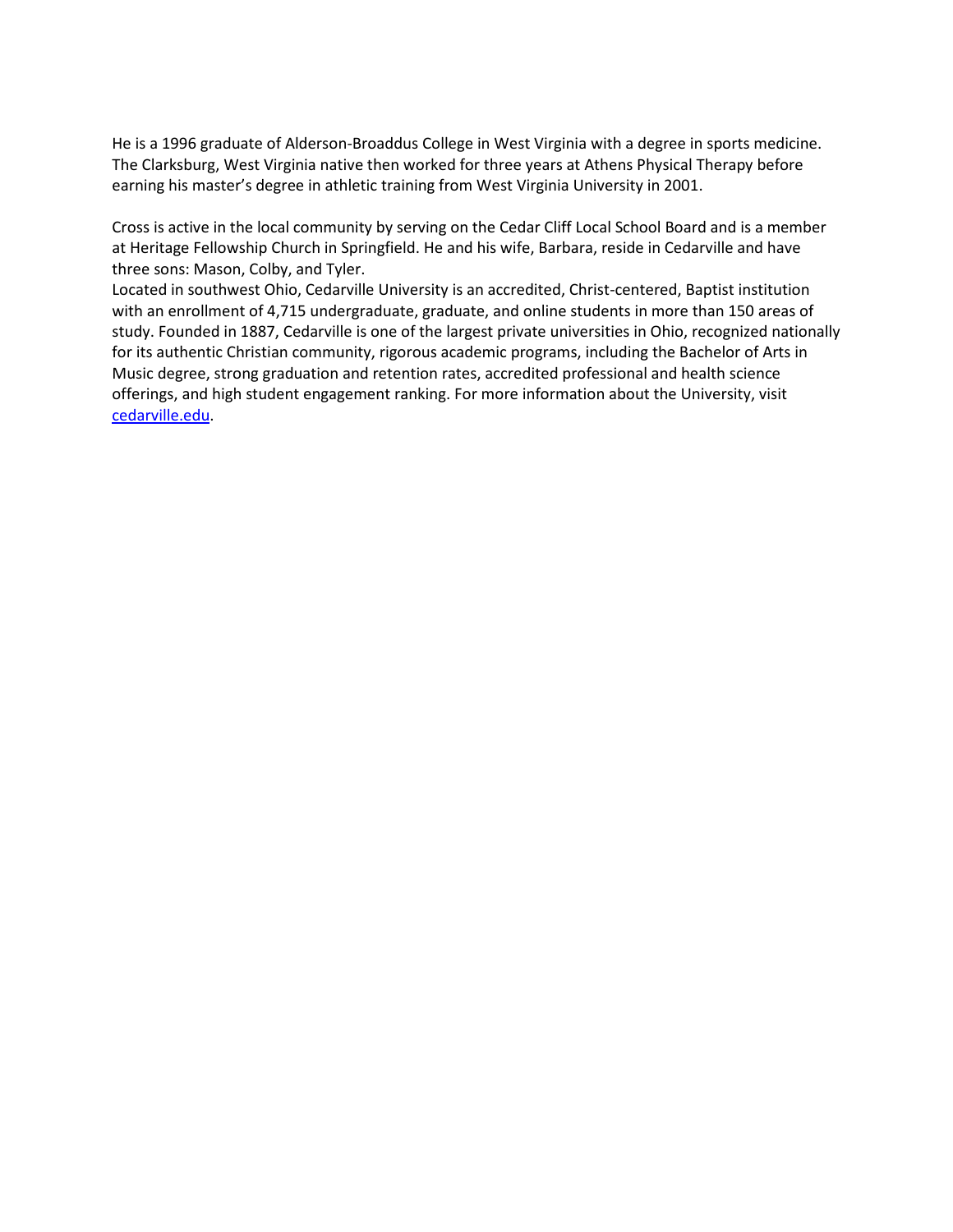He is a 1996 graduate of Alderson-Broaddus College in West Virginia with a degree in sports medicine. The Clarksburg, West Virginia native then worked for three years at Athens Physical Therapy before earning his master's degree in athletic training from West Virginia University in 2001.

Cross is active in the local community by serving on the Cedar Cliff Local School Board and is a member at Heritage Fellowship Church in Springfield. He and his wife, Barbara, reside in Cedarville and have three sons: Mason, Colby, and Tyler.

Located in southwest Ohio, Cedarville University is an accredited, Christ-centered, Baptist institution with an enrollment of 4,715 undergraduate, graduate, and online students in more than 150 areas of study. Founded in 1887, Cedarville is one of the largest private universities in Ohio, recognized nationally for its authentic Christian community, rigorous academic programs, including the Bachelor of Arts in Music degree, strong graduation and retention rates, accredited professional and health science offerings, and high student engagement ranking. For more information about the University, visit [cedarville.edu](http://cedarville.edu).